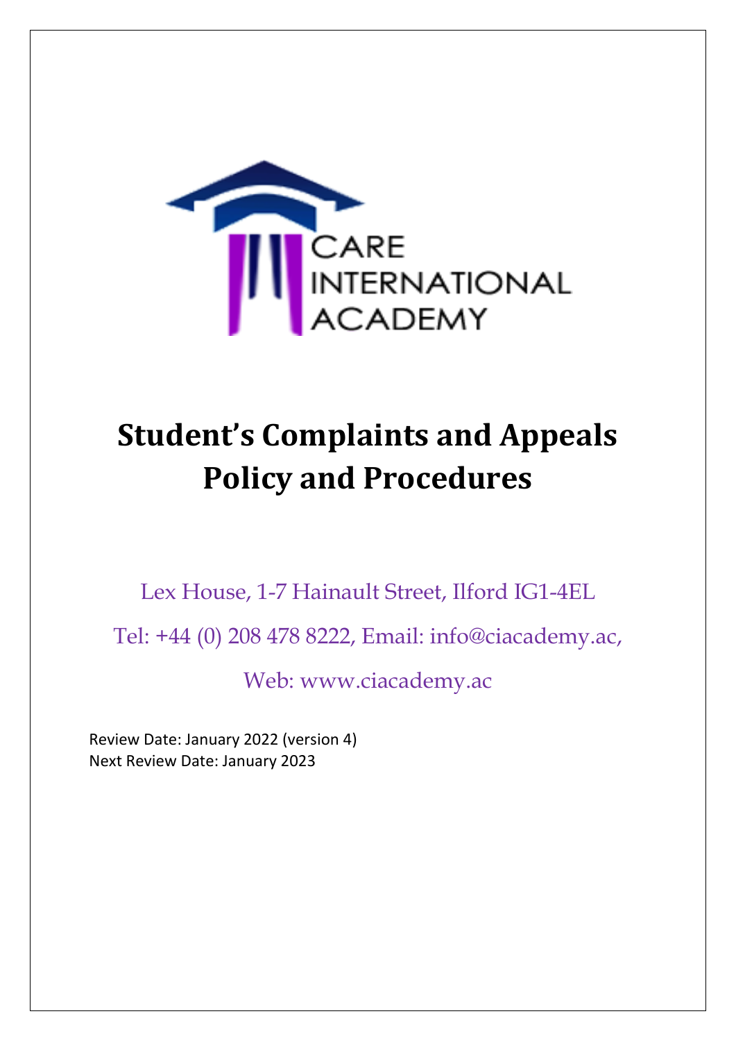CARE
INTERNATIONAL
ACADEMY

# Student's Complaints and Appeals Policy and Procedures

Lex House, 1-7 Hainault Street, Ilford IG1-4EL

Tel: +44 (0) 208 478 8222, Email: info@ciacademy.ac,

Web: www.ciacademy.ac

Review Date: January 2022 (version 4)
Next Review Date: January 2023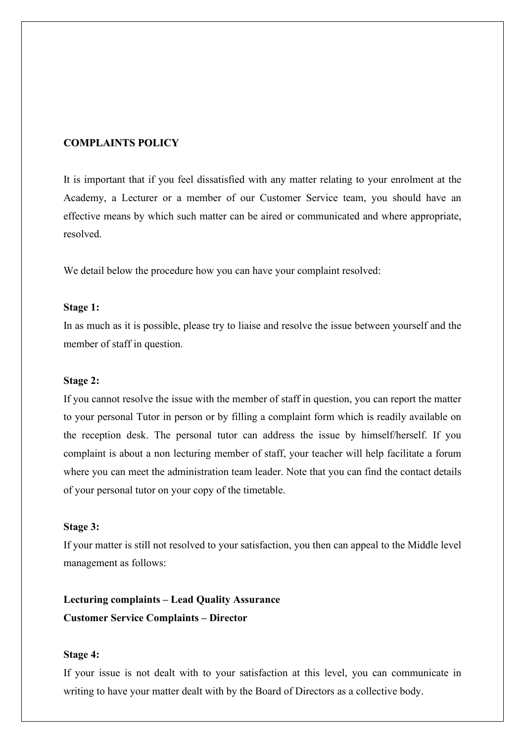**COMPLAINTS POLICY**

It is important that if you feel dissatisfied with any matter relating to your enrolment at the Academy, a Lecturer or a member of our Customer Service team, you should have an effective means by which such matter can be aired or communicated and where appropriate, resolved.

We detail below the procedure how you can have your complaint resolved:

**Stage 1:**
In as much as it is possible, please try to liaise and resolve the issue between yourself and the member of staff in question.

**Stage 2:**
If you cannot resolve the issue with the member of staff in question, you can report the matter to your personal Tutor in person or by filling a complaint form which is readily available on the reception desk. The personal tutor can address the issue by himself/herself. If you complaint is about a non lecturing member of staff, your teacher will help facilitate a forum where you can meet the administration team leader. Note that you can find the contact details of your personal tutor on your copy of the timetable.

**Stage 3:**
If your matter is still not resolved to your satisfaction, you then can appeal to the Middle level management as follows:

**Lecturing complaints – Lead Quality Assurance**
**Customer Service Complaints – Director**

**Stage 4:**
If your issue is not dealt with to your satisfaction at this level, you can communicate in writing to have your matter dealt with by the Board of Directors as a collective body.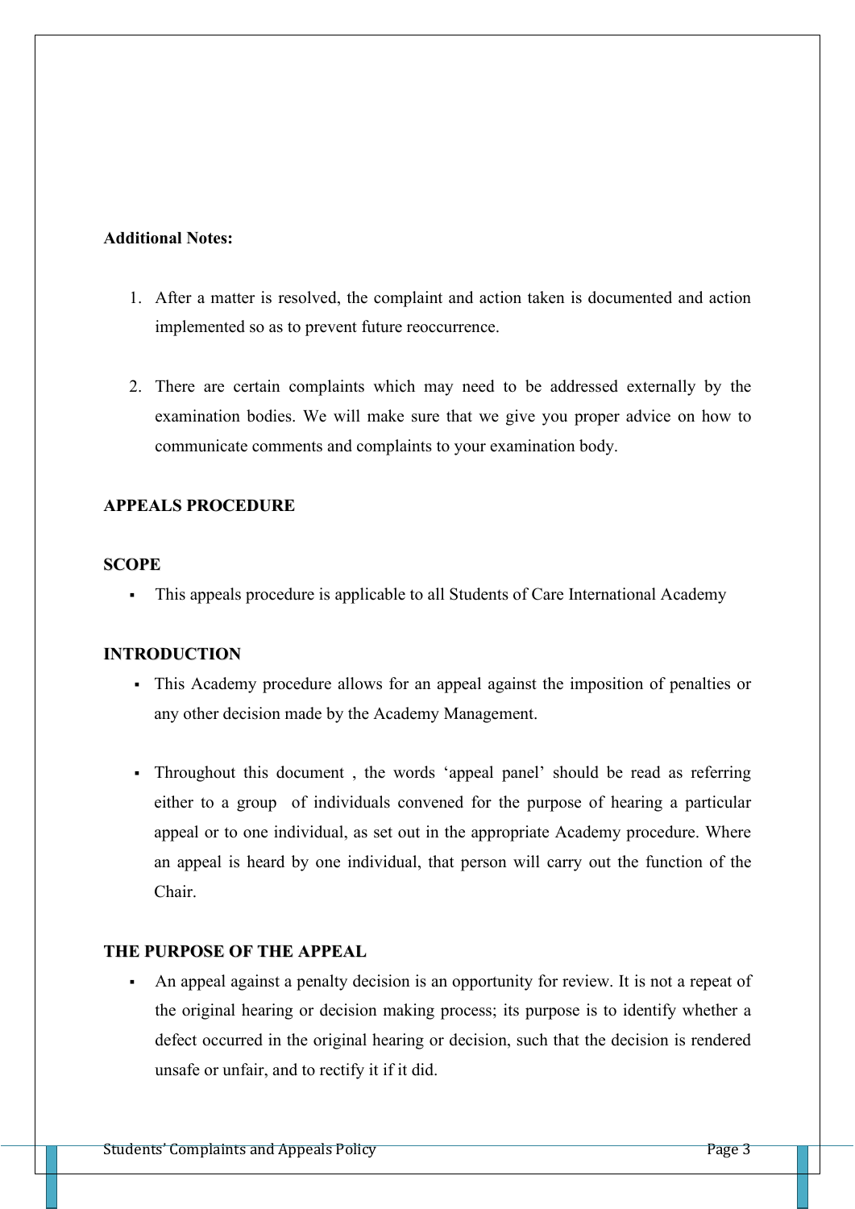**Additional Notes:**

1. After a matter is resolved, the complaint and action taken is documented and action implemented so as to prevent future reoccurrence.

2. There are certain complaints which may need to be addressed externally by the examination bodies. We will make sure that we give you proper advice on how to communicate comments and complaints to your examination body.

**APPEALS PROCEDURE**

**SCOPE**

- This appeals procedure is applicable to all Students of Care International Academy

**INTRODUCTION**

- This Academy procedure allows for an appeal against the imposition of penalties or any other decision made by the Academy Management.

- Throughout this document , the words 'appeal panel' should be read as referring either to a group of individuals convened for the purpose of hearing a particular appeal or to one individual, as set out in the appropriate Academy procedure. Where an appeal is heard by one individual, that person will carry out the function of the Chair.

**THE PURPOSE OF THE APPEAL**

- An appeal against a penalty decision is an opportunity for review. It is not a repeat of the original hearing or decision making process; its purpose is to identify whether a defect occurred in the original hearing or decision, such that the decision is rendered unsafe or unfair, and to rectify it if it did.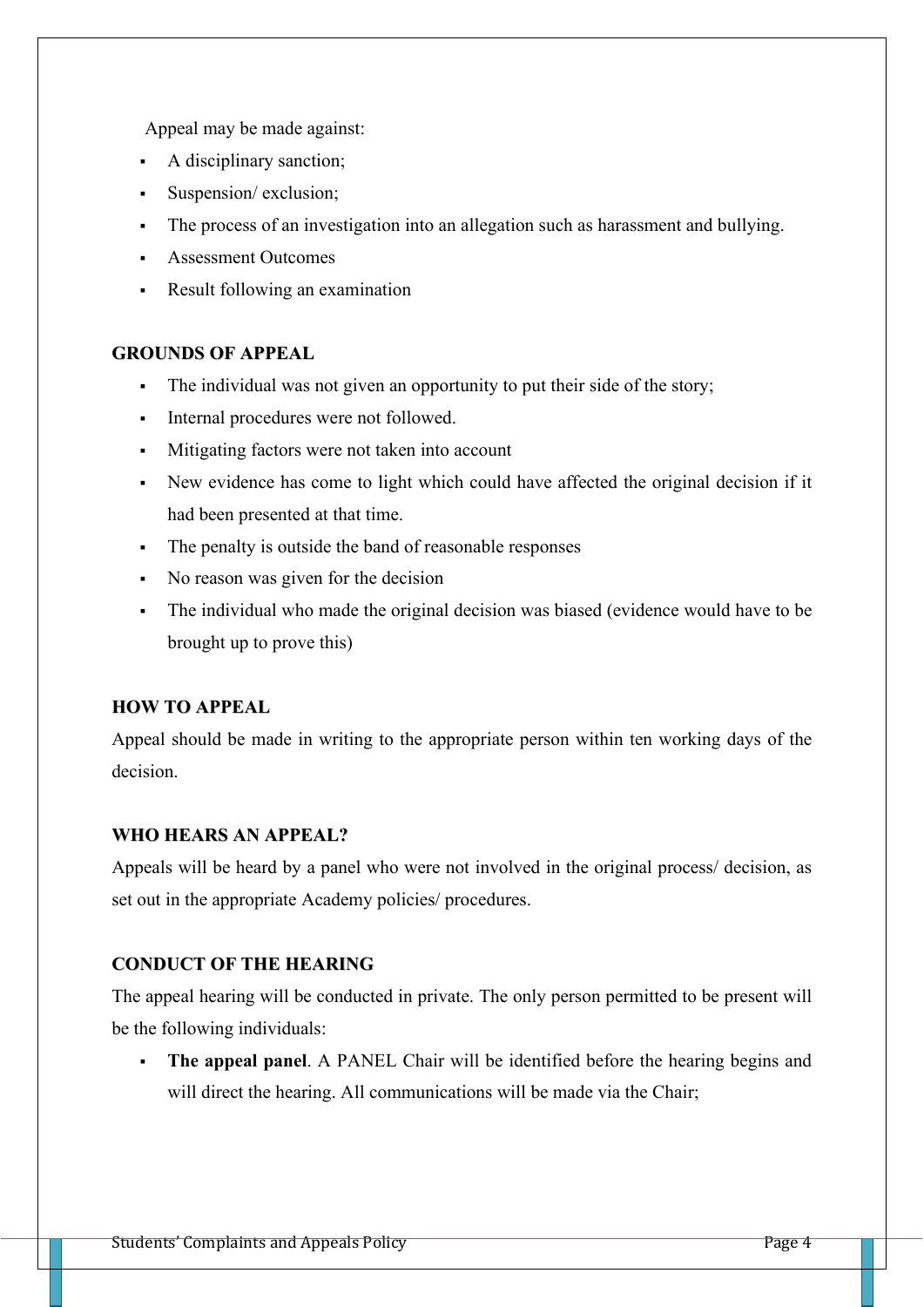Appeal may be made against:

- A disciplinary sanction;
- Suspension/ exclusion;
- The process of an investigation into an allegation such as harassment and bullying.
- Assessment Outcomes
- Result following an examination

## GROUNDS OF APPEAL

- The individual was not given an opportunity to put their side of the story;
- Internal procedures were not followed.
- Mitigating factors were not taken into account
- New evidence has come to light which could have affected the original decision if it had been presented at that time.
- The penalty is outside the band of reasonable responses
- No reason was given for the decision
- The individual who made the original decision was biased (evidence would have to be brought up to prove this)

## HOW TO APPEAL

Appeal should be made in writing to the appropriate person within ten working days of the decision.

## WHO HEARS AN APPEAL?

Appeals will be heard by a panel who were not involved in the original process/ decision, as set out in the appropriate Academy policies/ procedures.

## CONDUCT OF THE HEARING

The appeal hearing will be conducted in private. The only person permitted to be present will be the following individuals:

- **The appeal panel**. A PANEL Chair will be identified before the hearing begins and will direct the hearing. All communications will be made via the Chair;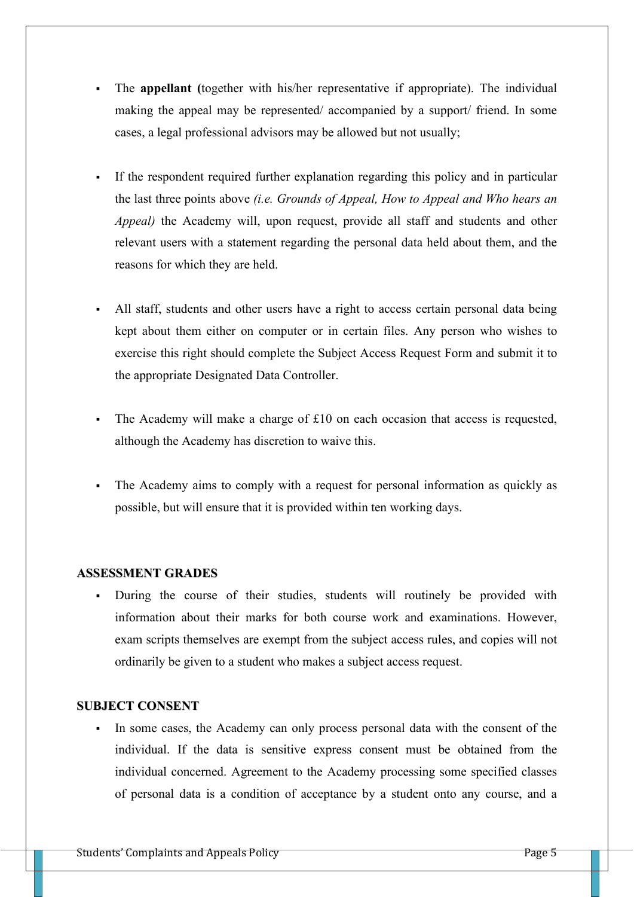- The **appellant (**together with his/her representative if appropriate). The individual making the appeal may be represented/ accompanied by a support/ friend. In some cases, a legal professional advisors may be allowed but not usually;

- If the respondent required further explanation regarding this policy and in particular the last three points above *(i.e. Grounds of Appeal, How to Appeal and Who hears an Appeal)* the Academy will, upon request, provide all staff and students and other relevant users with a statement regarding the personal data held about them, and the reasons for which they are held.

- All staff, students and other users have a right to access certain personal data being kept about them either on computer or in certain files. Any person who wishes to exercise this right should complete the Subject Access Request Form and submit it to the appropriate Designated Data Controller.

- The Academy will make a charge of £10 on each occasion that access is requested, although the Academy has discretion to waive this.

- The Academy aims to comply with a request for personal information as quickly as possible, but will ensure that it is provided within ten working days.

**ASSESSMENT GRADES**

- During the course of their studies, students will routinely be provided with information about their marks for both course work and examinations. However, exam scripts themselves are exempt from the subject access rules, and copies will not ordinarily be given to a student who makes a subject access request.

**SUBJECT CONSENT**

- In some cases, the Academy can only process personal data with the consent of the individual. If the data is sensitive express consent must be obtained from the individual concerned. Agreement to the Academy processing some specified classes of personal data is a condition of acceptance by a student onto any course, and a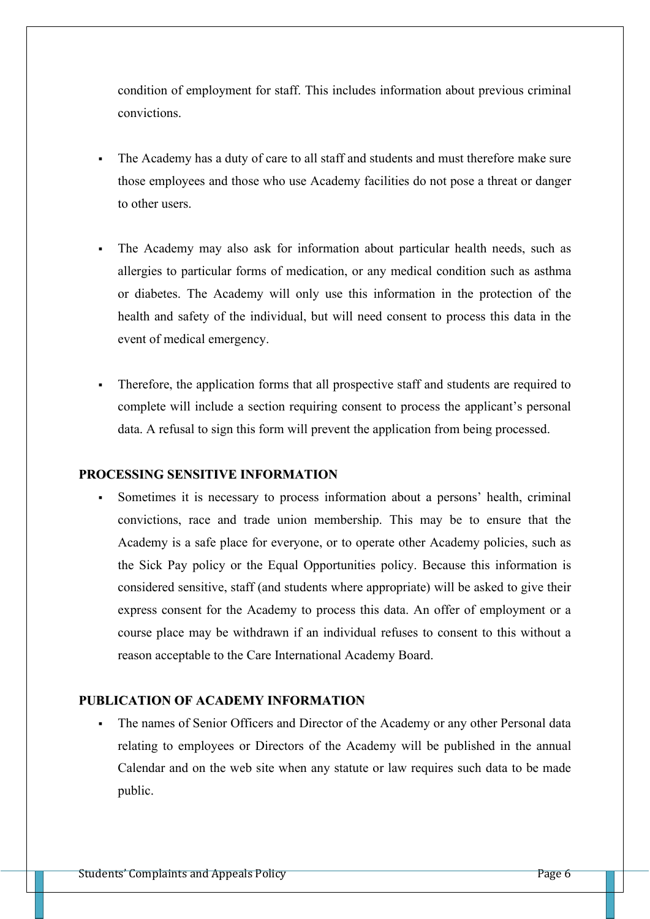condition of employment for staff. This includes information about previous criminal convictions.

- The Academy has a duty of care to all staff and students and must therefore make sure those employees and those who use Academy facilities do not pose a threat or danger to other users.

- The Academy may also ask for information about particular health needs, such as allergies to particular forms of medication, or any medical condition such as asthma or diabetes. The Academy will only use this information in the protection of the health and safety of the individual, but will need consent to process this data in the event of medical emergency.

- Therefore, the application forms that all prospective staff and students are required to complete will include a section requiring consent to process the applicant's personal data. A refusal to sign this form will prevent the application from being processed.

**PROCESSING SENSITIVE INFORMATION**

- Sometimes it is necessary to process information about a persons' health, criminal convictions, race and trade union membership. This may be to ensure that the Academy is a safe place for everyone, or to operate other Academy policies, such as the Sick Pay policy or the Equal Opportunities policy. Because this information is considered sensitive, staff (and students where appropriate) will be asked to give their express consent for the Academy to process this data. An offer of employment or a course place may be withdrawn if an individual refuses to consent to this without a reason acceptable to the Care International Academy Board.

**PUBLICATION OF ACADEMY INFORMATION**

- The names of Senior Officers and Director of the Academy or any other Personal data relating to employees or Directors of the Academy will be published in the annual Calendar and on the web site when any statute or law requires such data to be made public.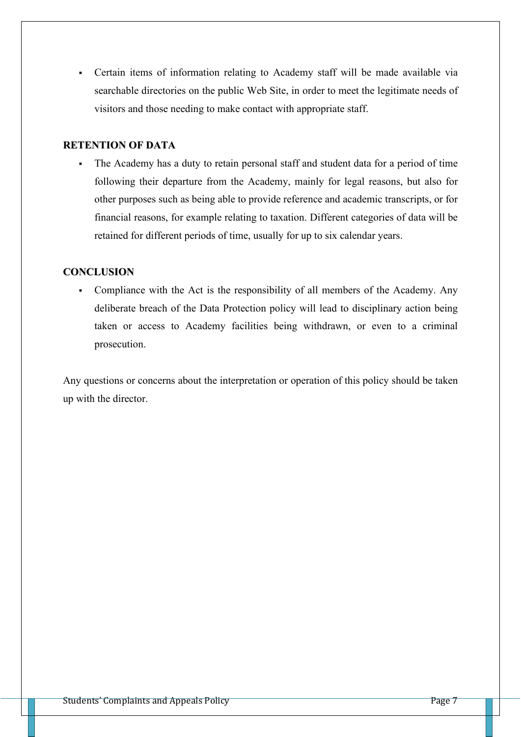- Certain items of information relating to Academy staff will be made available via searchable directories on the public Web Site, in order to meet the legitimate needs of visitors and those needing to make contact with appropriate staff.

## RETENTION OF DATA

- The Academy has a duty to retain personal staff and student data for a period of time following their departure from the Academy, mainly for legal reasons, but also for other purposes such as being able to provide reference and academic transcripts, or for financial reasons, for example relating to taxation. Different categories of data will be retained for different periods of time, usually for up to six calendar years.

## CONCLUSION

- Compliance with the Act is the responsibility of all members of the Academy. Any deliberate breach of the Data Protection policy will lead to disciplinary action being taken or access to Academy facilities being withdrawn, or even to a criminal prosecution.

Any questions or concerns about the interpretation or operation of this policy should be taken up with the director.